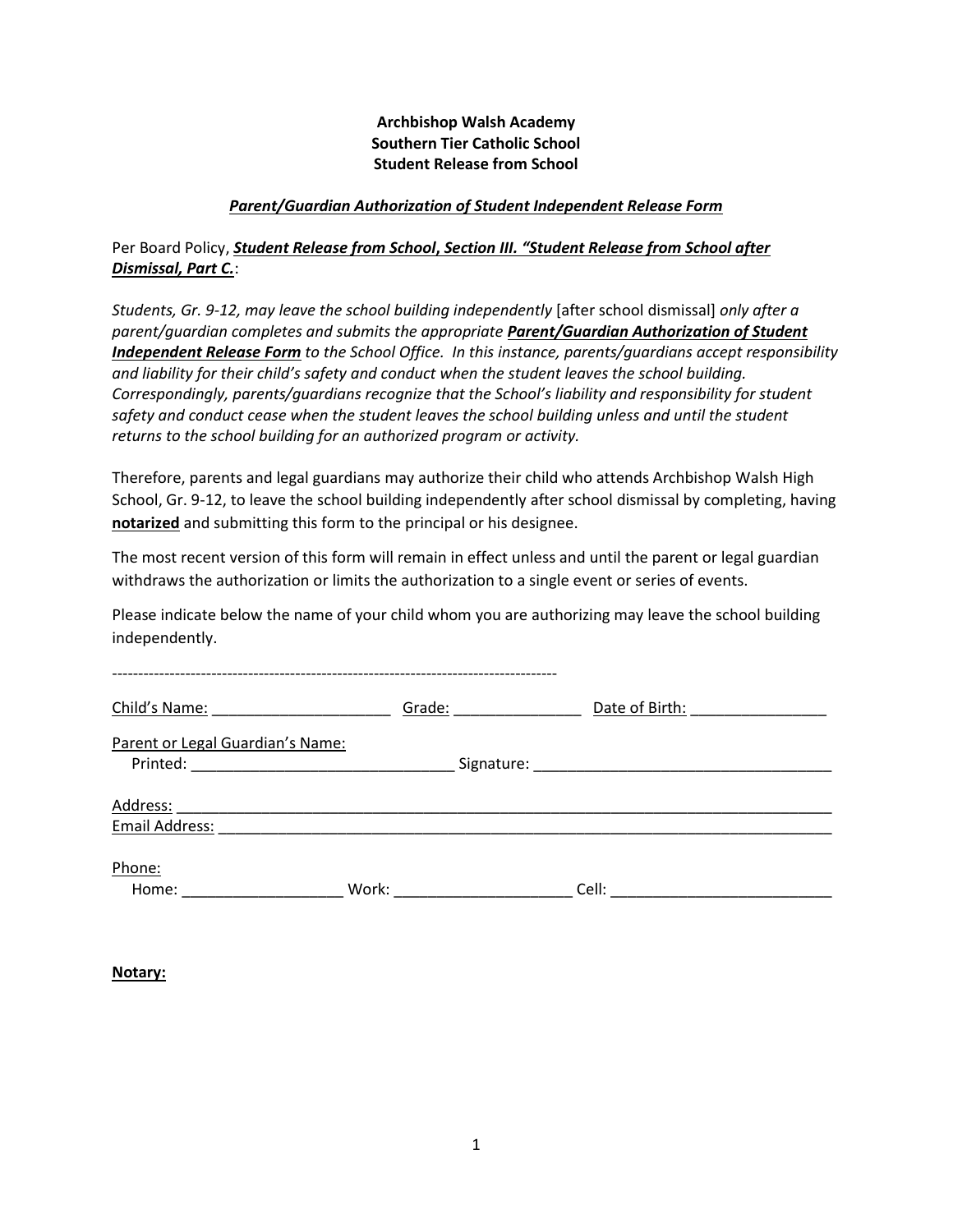**Archbishop Walsh Academy**
**Southern Tier Catholic School**
**Student Release from School**

***Parent/Guardian Authorization of Student Independent Release Form***

Per Board Policy, ***Student Release from School*, *Section III. "Student Release from School after Dismissal, Part C.***:

*Students, Gr. 9-12, may leave the school building independently* [after school dismissal] *only after a parent/guardian completes and submits the appropriate **Parent/Guardian Authorization of Student Independent Release Form** to the School Office. In this instance, parents/guardians accept responsibility and liability for their child's safety and conduct when the student leaves the school building. Correspondingly, parents/guardians recognize that the School's liability and responsibility for student safety and conduct cease when the student leaves the school building unless and until the student returns to the school building for an authorized program or activity.*

Therefore, parents and legal guardians may authorize their child who attends Archbishop Walsh High School, Gr. 9-12, to leave the school building independently after school dismissal by completing, having **notarized** and submitting this form to the principal or his designee.

The most recent version of this form will remain in effect unless and until the parent or legal guardian withdraws the authorization or limits the authorization to a single event or series of events.

Please indicate below the name of your child whom you are authorizing may leave the school building independently.

-------------------------------------------------------------------------------------

Child's Name: _____________________ Grade: _______________ Date of Birth: ________________

Parent or Legal Guardian's Name:
Printed: ______________________________ Signature: ___________________________________

Address: ___________________________________________________________________________
Email Address: ______________________________________________________________________

Phone:
Home: ___________________ Work: _____________________ Cell: __________________________

**Notary:**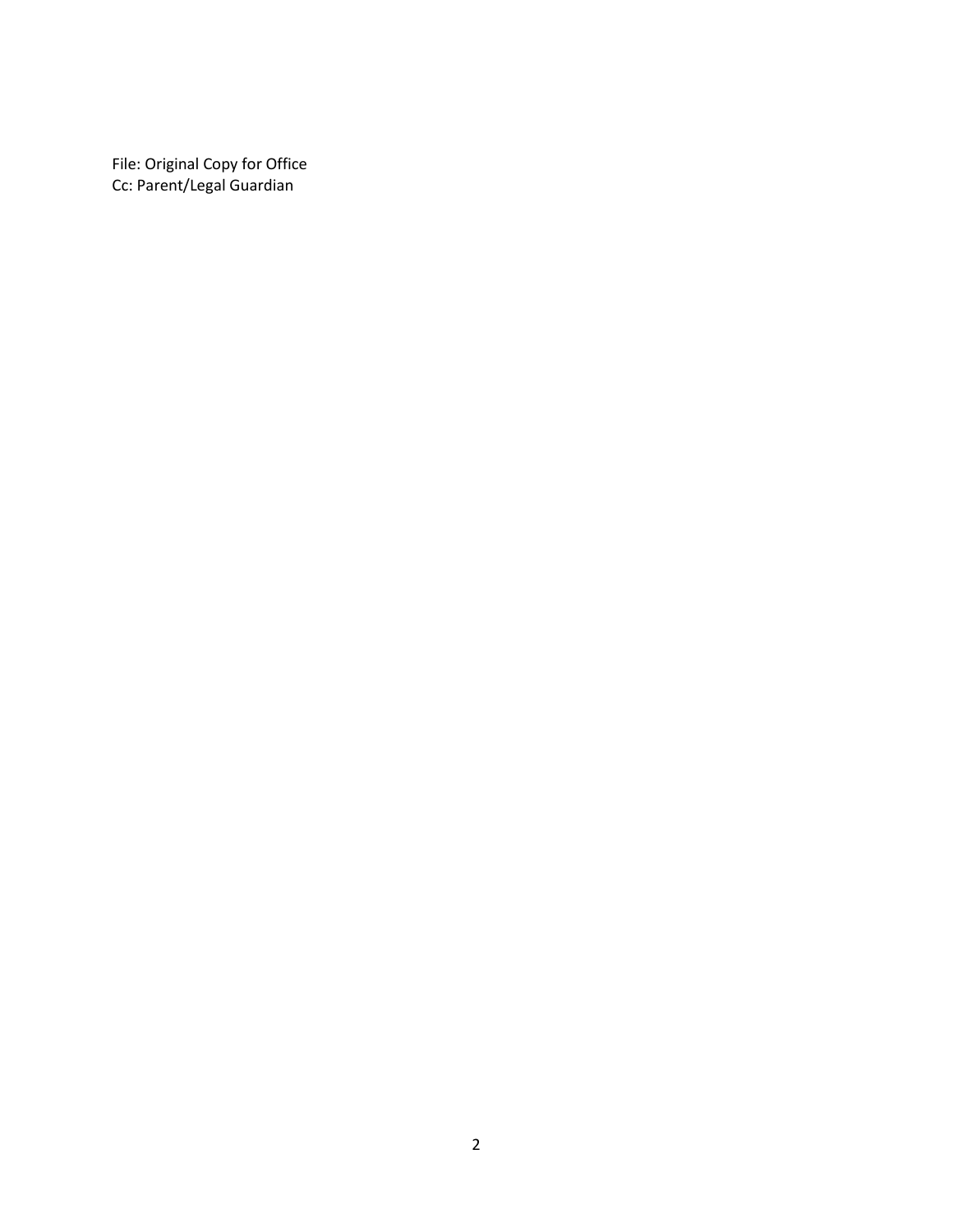File: Original Copy for Office
Cc: Parent/Legal Guardian